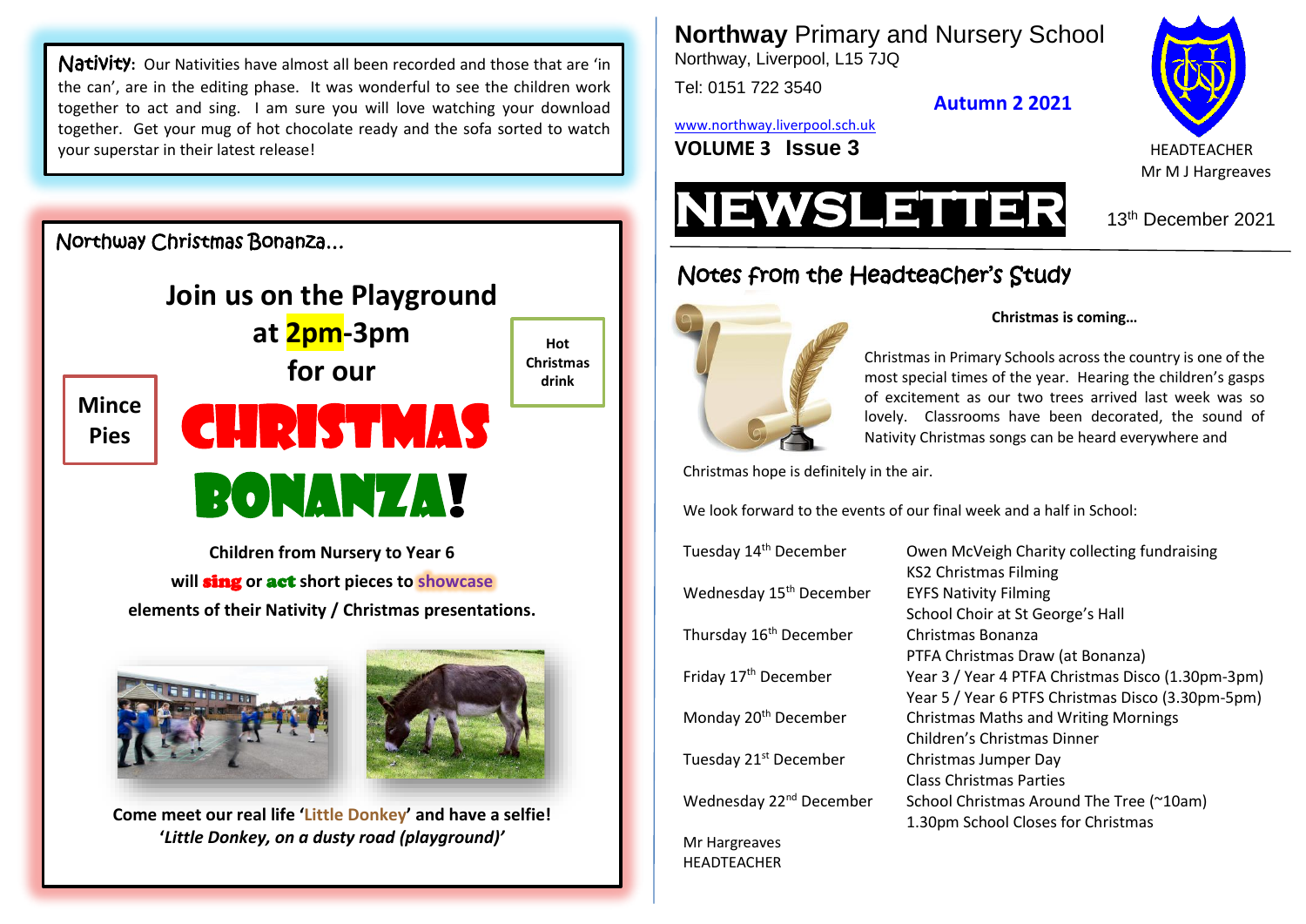# Northway Primary and Nursery School

Northway, Liverpool, L15 7JQ

Tel: 0151 722 3540

www.northway.liverpool.sch.uk

**VOLUME 3 Issue 3**

**Autumn 2 2021**

HEADTEACHER
Mr M J Hargreaves

# NEWSLETTER

13th December 2021

**Nativity:** Our Nativities have almost all been recorded and those that are 'in the can', are in the editing phase. It was wonderful to see the children work together to act and sing. I am sure you will love watching your download together. Get your mug of hot chocolate ready and the sofa sorted to watch your superstar in their latest release!

## Northway Christmas Bonanza…

**Join us on the Playground at 2pm-3pm for our**

# CHRISTMAS BONANZA!

**Mince Pies**

**Hot Christmas drink**

**Children from Nursery to Year 6 will sing or act short pieces to showcase elements of their Nativity / Christmas presentations.**

**Come meet our real life 'Little Donkey' and have a selfie!**
***'Little Donkey, on a dusty road (playground)'***

## Notes from the Headteacher's Study

**Christmas is coming…**

Christmas in Primary Schools across the country is one of the most special times of the year. Hearing the children's gasps of excitement as our two trees arrived last week was so lovely. Classrooms have been decorated, the sound of Nativity Christmas songs can be heard everywhere and Christmas hope is definitely in the air.

We look forward to the events of our final week and a half in School:

| | |
|---|---|
| Tuesday 14th December | Owen McVeigh Charity collecting fundraising<br>KS2 Christmas Filming |
| Wednesday 15th December | EYFS Nativity Filming<br>School Choir at St George's Hall |
| Thursday 16th December | Christmas Bonanza<br>PTFA Christmas Draw (at Bonanza) |
| Friday 17th December | Year 3 / Year 4 PTFA Christmas Disco (1.30pm-3pm)<br>Year 5 / Year 6 PTFS Christmas Disco (3.30pm-5pm) |
| Monday 20th December | Christmas Maths and Writing Mornings<br>Children's Christmas Dinner |
| Tuesday 21st December | Christmas Jumper Day<br>Class Christmas Parties |
| Wednesday 22nd December | School Christmas Around The Tree (~10am)<br>1.30pm School Closes for Christmas |

Mr Hargreaves
HEADTEACHER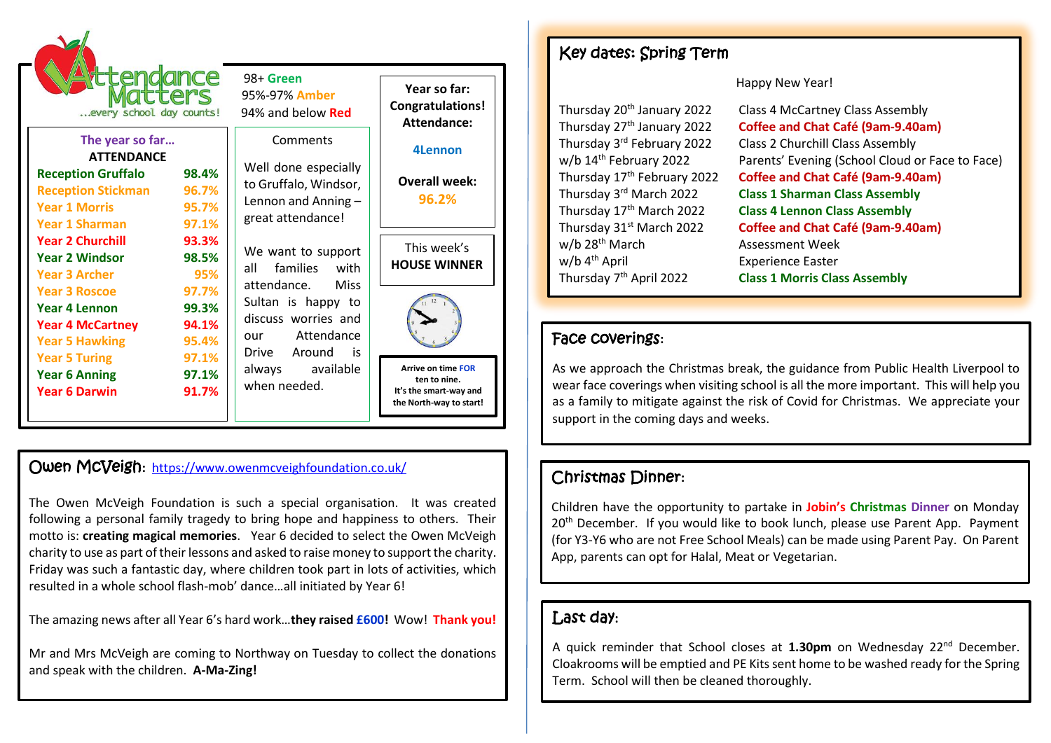# Attendance Matters

...every school day counts!

98+ Green
95%-97% Amber
94% and below Red

## The year so far...

**ATTENDANCE**

| | |
|---|---|
| Reception Gruffalo | 98.4% |
| Reception Stickman | 96.7% |
| Year 1 Morris | 95.7% |
| Year 1 Sharman | 97.1% |
| Year 2 Churchill | 93.3% |
| Year 2 Windsor | 98.5% |
| Year 3 Archer | 95% |
| Year 3 Roscoe | 97.7% |
| Year 4 Lennon | 99.3% |
| Year 4 McCartney | 94.1% |
| Year 5 Hawking | 95.4% |
| Year 5 Turing | 97.1% |
| Year 6 Anning | 97.1% |
| Year 6 Darwin | 91.7% |

### Comments

Well done especially to Gruffalo, Windsor, Lennon and Anning – great attendance!

We want to support all families with attendance. Miss Sultan is happy to discuss worries and our Attendance Drive Around is always available when needed.

**Year so far: Congratulations! Attendance:**

**4Lennon**

**Overall week:**

**96.2%**

This week's **HOUSE WINNER**

**Arrive on time FOR ten to nine. It's the smart-way and the North-way to start!**

## Owen McVeigh: https://www.owenmcveighfoundation.co.uk/

The Owen McVeigh Foundation is such a special organisation. It was created following a personal family tragedy to bring hope and happiness to others. Their motto is: **creating magical memories**. Year 6 decided to select the Owen McVeigh charity to use as part of their lessons and asked to raise money to support the charity. Friday was such a fantastic day, where children took part in lots of activities, which resulted in a whole school flash-mob' dance…all initiated by Year 6!

The amazing news after all Year 6's hard work…**they raised £600!** Wow! **Thank you!**

Mr and Mrs McVeigh are coming to Northway on Tuesday to collect the donations and speak with the children. **A-Ma-Zing!**

## Key dates: Spring Term

Happy New Year!

| | |
|---|---|
| Thursday 20th January 2022 | Class 4 McCartney Class Assembly |
| Thursday 27th January 2022 | **Coffee and Chat Café (9am-9.40am)** |
| Thursday 3rd February 2022 | Class 2 Churchill Class Assembly |
| w/b 14th February 2022 | Parents' Evening (School Cloud or Face to Face) |
| Thursday 17th February 2022 | **Coffee and Chat Café (9am-9.40am)** |
| Thursday 3rd March 2022 | **Class 1 Sharman Class Assembly** |
| Thursday 17th March 2022 | **Class 4 Lennon Class Assembly** |
| Thursday 31st March 2022 | **Coffee and Chat Café (9am-9.40am)** |
| w/b 28th March | Assessment Week |
| w/b 4th April | Experience Easter |
| Thursday 7th April 2022 | **Class 1 Morris Class Assembly** |

## Face coverings:

As we approach the Christmas break, the guidance from Public Health Liverpool to wear face coverings when visiting school is all the more important. This will help you as a family to mitigate against the risk of Covid for Christmas. We appreciate your support in the coming days and weeks.

## Christmas Dinner:

Children have the opportunity to partake in **Jobin's Christmas Dinner** on Monday 20th December. If you would like to book lunch, please use Parent App. Payment (for Y3-Y6 who are not Free School Meals) can be made using Parent Pay. On Parent App, parents can opt for Halal, Meat or Vegetarian.

## Last day:

A quick reminder that School closes at **1.30pm** on Wednesday 22nd December. Cloakrooms will be emptied and PE Kits sent home to be washed ready for the Spring Term. School will then be cleaned thoroughly.